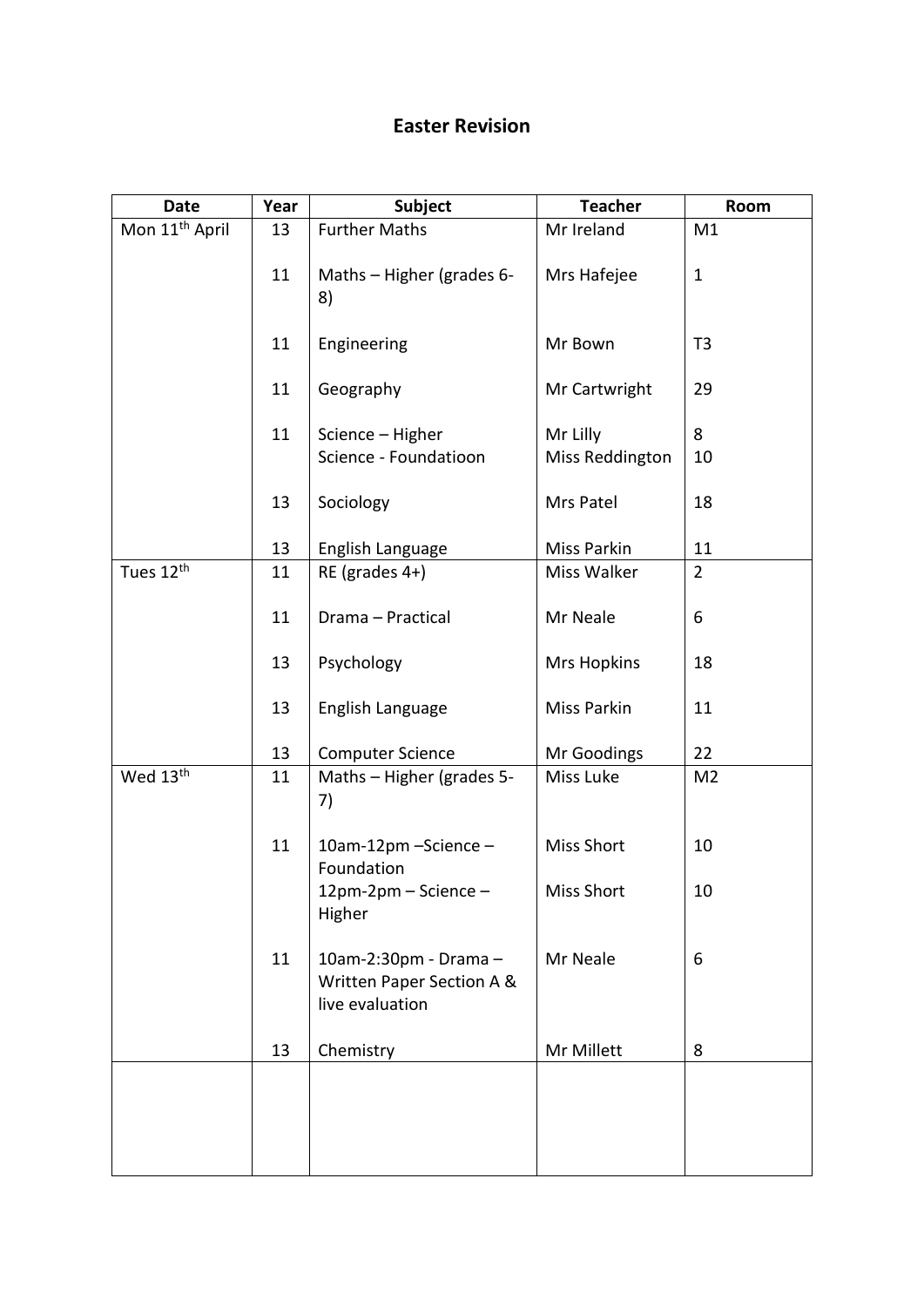# Easter Revision

| Date | Year | Subject | Teacher | Room |
|---|---|---|---|---|
| Mon 11th April | 13 | Further Maths | Mr Ireland | M1 |
| | 11 | Maths – Higher (grades 6-8) | Mrs Hafejee | 1 |
| | 11 | Engineering | Mr Bown | T3 |
| | 11 | Geography | Mr Cartwright | 29 |
| | 11 | Science – Higher<br>Science - Foundatioon | Mr Lilly<br>Miss Reddington | 8<br>10 |
| | 13 | Sociology | Mrs Patel | 18 |
| | 13 | English Language | Miss Parkin | 11 |
| Tues 12th | 11 | RE (grades 4+) | Miss Walker | 2 |
| | 11 | Drama – Practical | Mr Neale | 6 |
| | 13 | Psychology | Mrs Hopkins | 18 |
| | 13 | English Language | Miss Parkin | 11 |
| | 13 | Computer Science | Mr Goodings | 22 |
| Wed 13th | 11 | Maths – Higher (grades 5-7) | Miss Luke | M2 |
| | 11 | 10am-12pm –Science – Foundation<br>12pm-2pm – Science – Higher | Miss Short<br>Miss Short | 10<br>10 |
| | 11 | 10am-2:30pm - Drama – Written Paper Section A & live evaluation | Mr Neale | 6 |
| | 13 | Chemistry | Mr Millett | 8 |
| | | | | |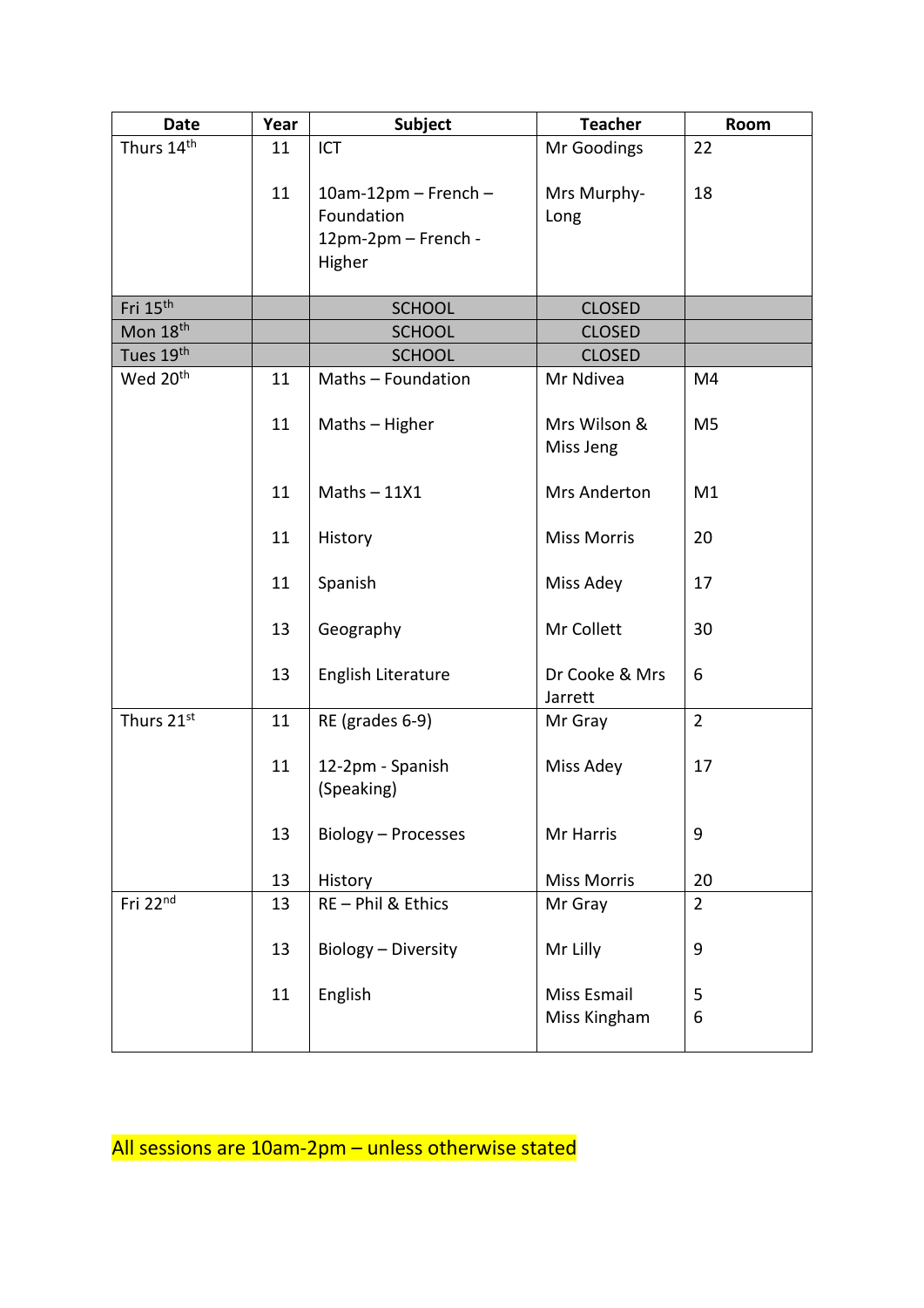| Date | Year | Subject | Teacher | Room |
|---|---|---|---|---|
| Thurs 14th | 11 | ICT | Mr Goodings | 22 |
| | 11 | 10am-12pm – French – Foundation<br>12pm-2pm – French - Higher | Mrs Murphy-Long | 18 |
| Fri 15th | | SCHOOL | CLOSED | |
| Mon 18th | | SCHOOL | CLOSED | |
| Tues 19th | | SCHOOL | CLOSED | |
| Wed 20th | 11 | Maths – Foundation | Mr Ndivea | M4 |
| | 11 | Maths – Higher | Mrs Wilson & Miss Jeng | M5 |
| | 11 | Maths – 11X1 | Mrs Anderton | M1 |
| | 11 | History | Miss Morris | 20 |
| | 11 | Spanish | Miss Adey | 17 |
| | 13 | Geography | Mr Collett | 30 |
| | 13 | English Literature | Dr Cooke & Mrs Jarrett | 6 |
| Thurs 21st | 11 | RE (grades 6-9) | Mr Gray | 2 |
| | 11 | 12-2pm - Spanish (Speaking) | Miss Adey | 17 |
| | 13 | Biology – Processes | Mr Harris | 9 |
| | 13 | History | Miss Morris | 20 |
| Fri 22nd | 13 | RE – Phil & Ethics | Mr Gray | 2 |
| | 13 | Biology – Diversity | Mr Lilly | 9 |
| | 11 | English | Miss Esmail<br>Miss Kingham | 5<br>6 |

All sessions are 10am-2pm – unless otherwise stated